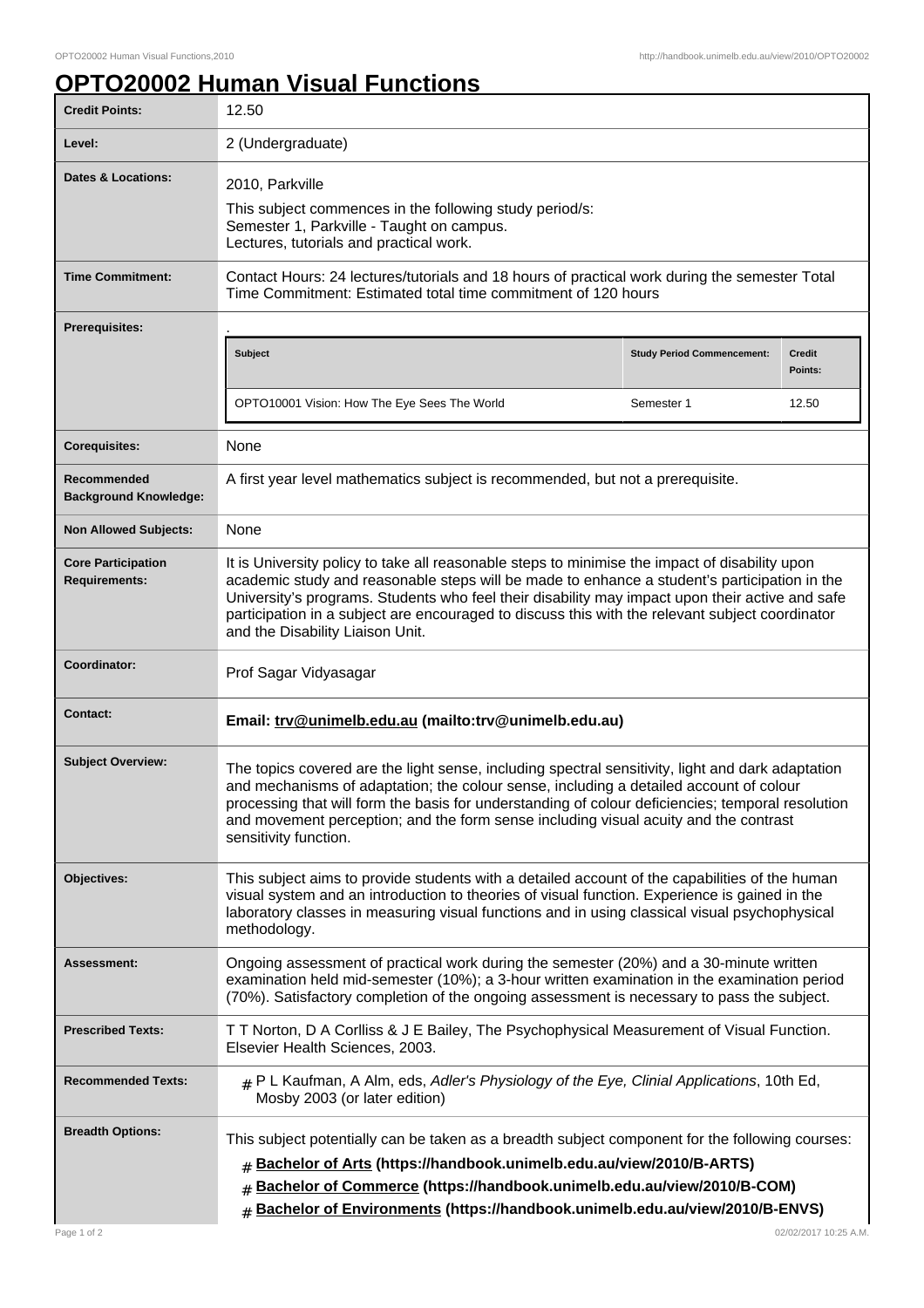# OPTO20002 Human Visual Functions

| | |
|---|---|
| **Credit Points:** | 12.50 |
| **Level:** | 2 (Undergraduate) |
| **Dates & Locations:** | 2010, Parkville<br>This subject commences in the following study period/s:<br>Semester 1, Parkville - Taught on campus.<br>Lectures, tutorials and practical work. |
| **Time Commitment:** | Contact Hours: 24 lectures/tutorials and 18 hours of practical work during the semester Total Time Commitment: Estimated total time commitment of 120 hours |
| **Prerequisites:** | .<br>**Subject** / **Study Period Commencement:** / **Credit Points:**<br>OPTO10001 Vision: How The Eye Sees The World / Semester 1 / 12.50 |
| **Corequisites:** | None |
| **Recommended Background Knowledge:** | A first year level mathematics subject is recommended, but not a prerequisite. |
| **Non Allowed Subjects:** | None |
| **Core Participation Requirements:** | It is University policy to take all reasonable steps to minimise the impact of disability upon academic study and reasonable steps will be made to enhance a student's participation in the University's programs. Students who feel their disability may impact upon their active and safe participation in a subject are encouraged to discuss this with the relevant subject coordinator and the Disability Liaison Unit. |
| **Coordinator:** | Prof Sagar Vidyasagar |
| **Contact:** | **Email: trv@unimelb.edu.au (mailto:trv@unimelb.edu.au)** |
| **Subject Overview:** | The topics covered are the light sense, including spectral sensitivity, light and dark adaptation and mechanisms of adaptation; the colour sense, including a detailed account of colour processing that will form the basis for understanding of colour deficiencies; temporal resolution and movement perception; and the form sense including visual acuity and the contrast sensitivity function. |
| **Objectives:** | This subject aims to provide students with a detailed account of the capabilities of the human visual system and an introduction to theories of visual function. Experience is gained in the laboratory classes in measuring visual functions and in using classical visual psychophysical methodology. |
| **Assessment:** | Ongoing assessment of practical work during the semester (20%) and a 30-minute written examination held mid-semester (10%); a 3-hour written examination in the examination period (70%). Satisfactory completion of the ongoing assessment is necessary to pass the subject. |
| **Prescribed Texts:** | T T Norton, D A Corlliss & J E Bailey, The Psychophysical Measurement of Visual Function. Elsevier Health Sciences, 2003. |
| **Recommended Texts:** | # P L Kaufman, A Alm, eds, *Adler's Physiology of the Eye, Clinial Applications*, 10th Ed, Mosby 2003 (or later edition) |
| **Breadth Options:** | This subject potentially can be taken as a breadth subject component for the following courses:<br># **Bachelor of Arts (https://handbook.unimelb.edu.au/view/2010/B-ARTS)**<br># **Bachelor of Commerce (https://handbook.unimelb.edu.au/view/2010/B-COM)**<br># **Bachelor of Environments (https://handbook.unimelb.edu.au/view/2010/B-ENVS)** |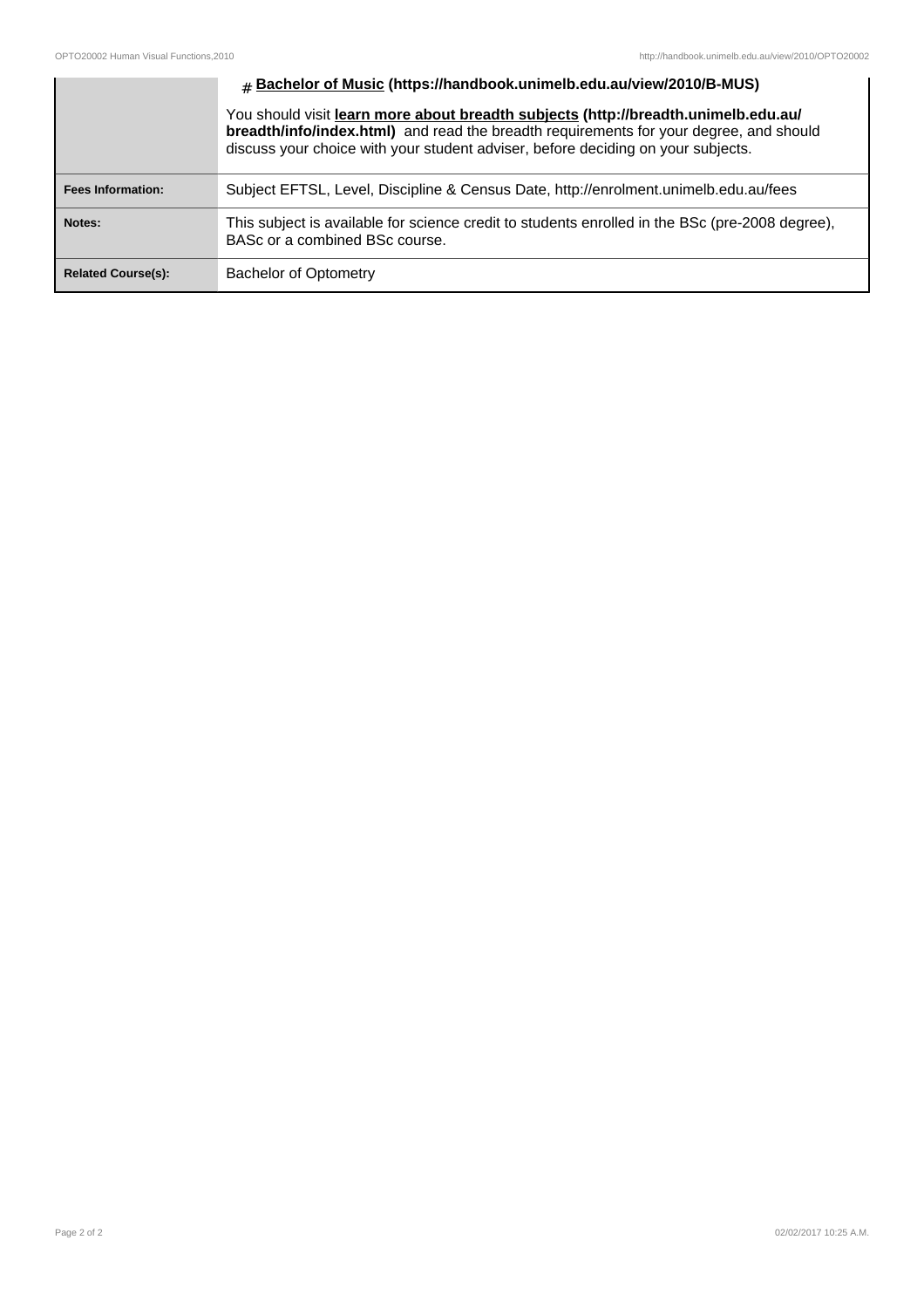| | |
|---|---|
| | # **Bachelor of Music** **(https://handbook.unimelb.edu.au/view/2010/B-MUS)**<br><br>You should visit **learn more about breadth subjects** **(http://breadth.unimelb.edu.au/breadth/info/index.html)** and read the breadth requirements for your degree, and should discuss your choice with your student adviser, before deciding on your subjects. |
| **Fees Information:** | Subject EFTSL, Level, Discipline & Census Date, http://enrolment.unimelb.edu.au/fees |
| **Notes:** | This subject is available for science credit to students enrolled in the BSc (pre-2008 degree), BASc or a combined BSc course. |
| **Related Course(s):** | Bachelor of Optometry |